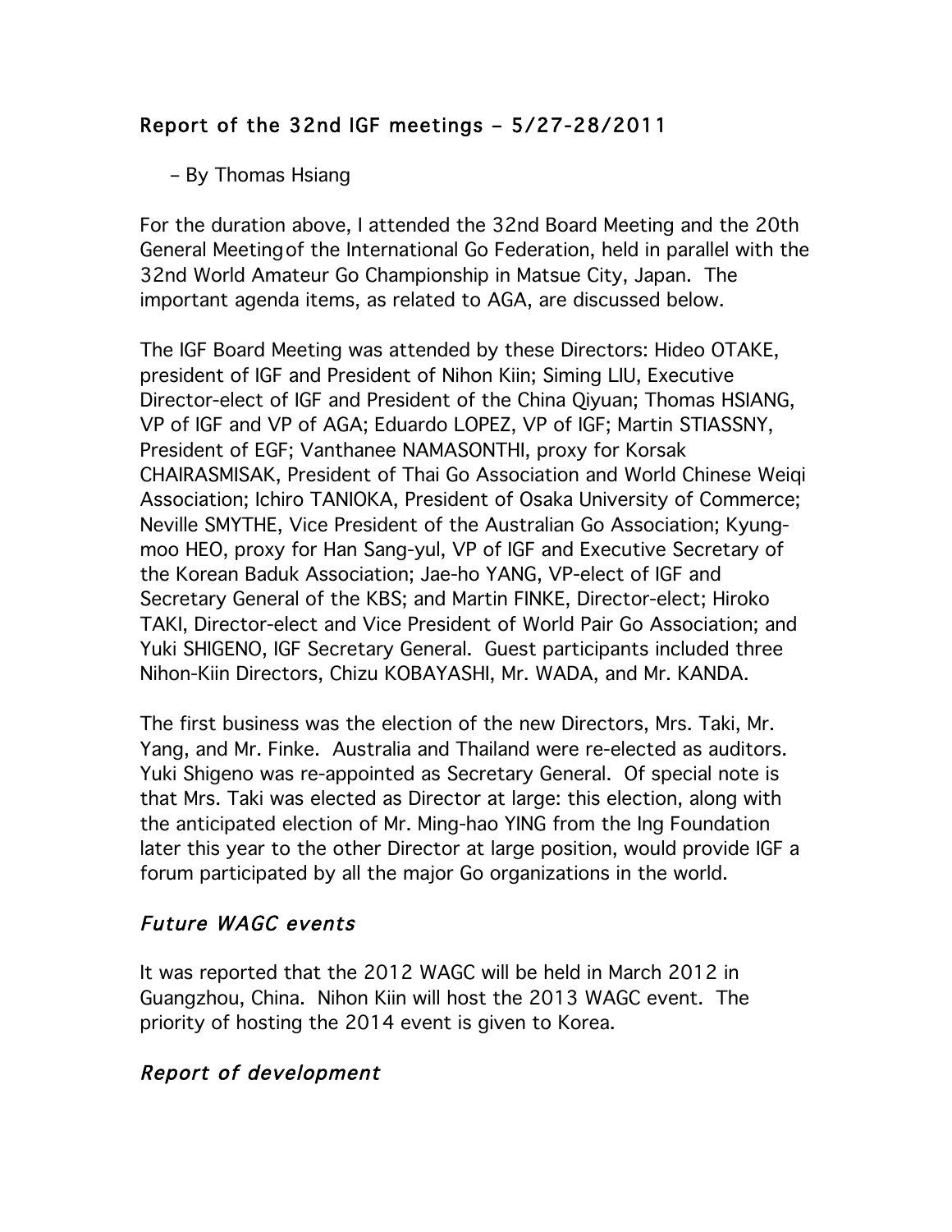## Report of the 32nd IGF meetings – 5/27-28/2011

– By Thomas Hsiang

For the duration above, I attended the 32nd Board Meeting and the 20th General Meeting of the International Go Federation, held in parallel with the 32nd World Amateur Go Championship in Matsue City, Japan. The important agenda items, as related to AGA, are discussed below.

The IGF Board Meeting was attended by these Directors: Hideo OTAKE, president of IGF and President of Nihon Kiin; Siming LIU, Executive Director-elect of IGF and President of the China Qiyuan; Thomas HSIANG, VP of IGF and VP of AGA; Eduardo LOPEZ, VP of IGF; Martin STIASSNY, President of EGF; Vanthanee NAMASONTHI, proxy for Korsak CHAIRASMISAK, President of Thai Go Association and World Chinese Weiqi Association; Ichiro TANIOKA, President of Osaka University of Commerce; Neville SMYTHE, Vice President of the Australian Go Association; Kyung-moo HEO, proxy for Han Sang-yul, VP of IGF and Executive Secretary of the Korean Baduk Association; Jae-ho YANG, VP-elect of IGF and Secretary General of the KBS; and Martin FINKE, Director-elect; Hiroko TAKI, Director-elect and Vice President of World Pair Go Association; and Yuki SHIGENO, IGF Secretary General. Guest participants included three Nihon-Kiin Directors, Chizu KOBAYASHI, Mr. WADA, and Mr. KANDA.

The first business was the election of the new Directors, Mrs. Taki, Mr. Yang, and Mr. Finke. Australia and Thailand were re-elected as auditors. Yuki Shigeno was re-appointed as Secretary General. Of special note is that Mrs. Taki was elected as Director at large: this election, along with the anticipated election of Mr. Ming-hao YING from the Ing Foundation later this year to the other Director at large position, would provide IGF a forum participated by all the major Go organizations in the world.

### *Future WAGC events*

It was reported that the 2012 WAGC will be held in March 2012 in Guangzhou, China. Nihon Kiin will host the 2013 WAGC event. The priority of hosting the 2014 event is given to Korea.

### *Report of development*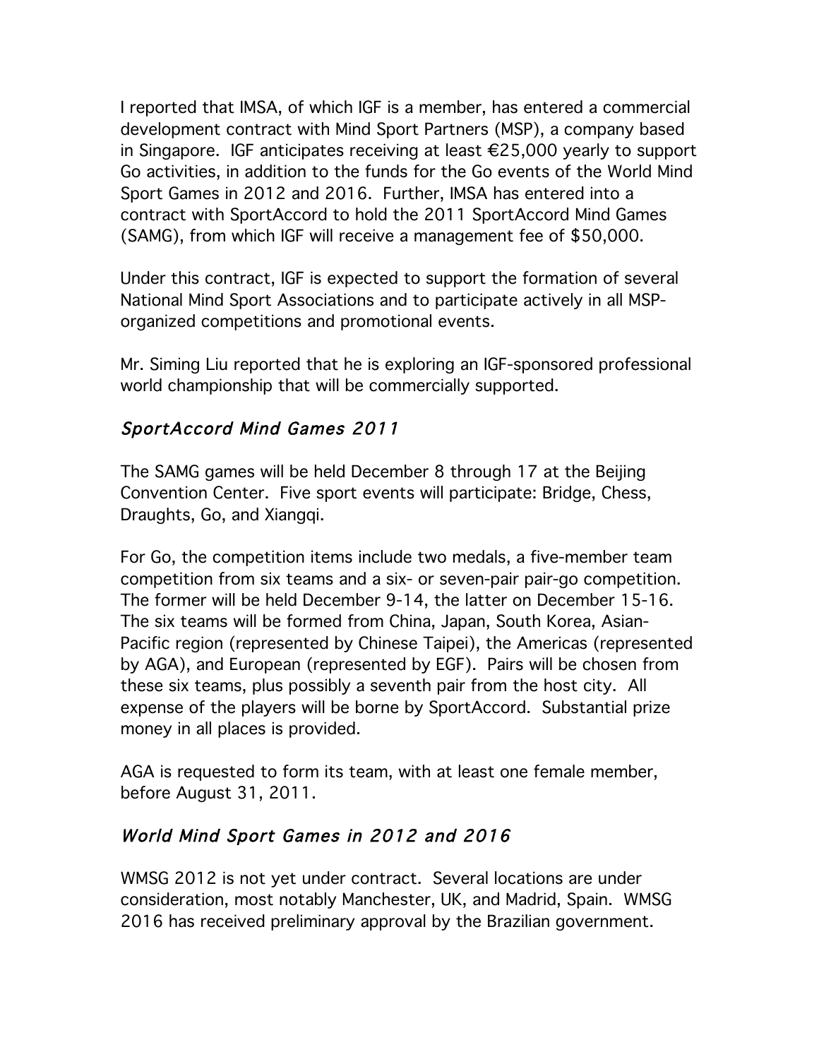I reported that IMSA, of which IGF is a member, has entered a commercial development contract with Mind Sport Partners (MSP), a company based in Singapore. IGF anticipates receiving at least €25,000 yearly to support Go activities, in addition to the funds for the Go events of the World Mind Sport Games in 2012 and 2016. Further, IMSA has entered into a contract with SportAccord to hold the 2011 SportAccord Mind Games (SAMG), from which IGF will receive a management fee of $50,000.

Under this contract, IGF is expected to support the formation of several National Mind Sport Associations and to participate actively in all MSP-organized competitions and promotional events.

Mr. Siming Liu reported that he is exploring an IGF-sponsored professional world championship that will be commercially supported.

### *SportAccord Mind Games 2011*

The SAMG games will be held December 8 through 17 at the Beijing Convention Center. Five sport events will participate: Bridge, Chess, Draughts, Go, and Xiangqi.

For Go, the competition items include two medals, a five-member team competition from six teams and a six- or seven-pair pair-go competition. The former will be held December 9-14, the latter on December 15-16. The six teams will be formed from China, Japan, South Korea, Asian-Pacific region (represented by Chinese Taipei), the Americas (represented by AGA), and European (represented by EGF). Pairs will be chosen from these six teams, plus possibly a seventh pair from the host city. All expense of the players will be borne by SportAccord. Substantial prize money in all places is provided.

AGA is requested to form its team, with at least one female member, before August 31, 2011.

### *World Mind Sport Games in 2012 and 2016*

WMSG 2012 is not yet under contract. Several locations are under consideration, most notably Manchester, UK, and Madrid, Spain. WMSG 2016 has received preliminary approval by the Brazilian government.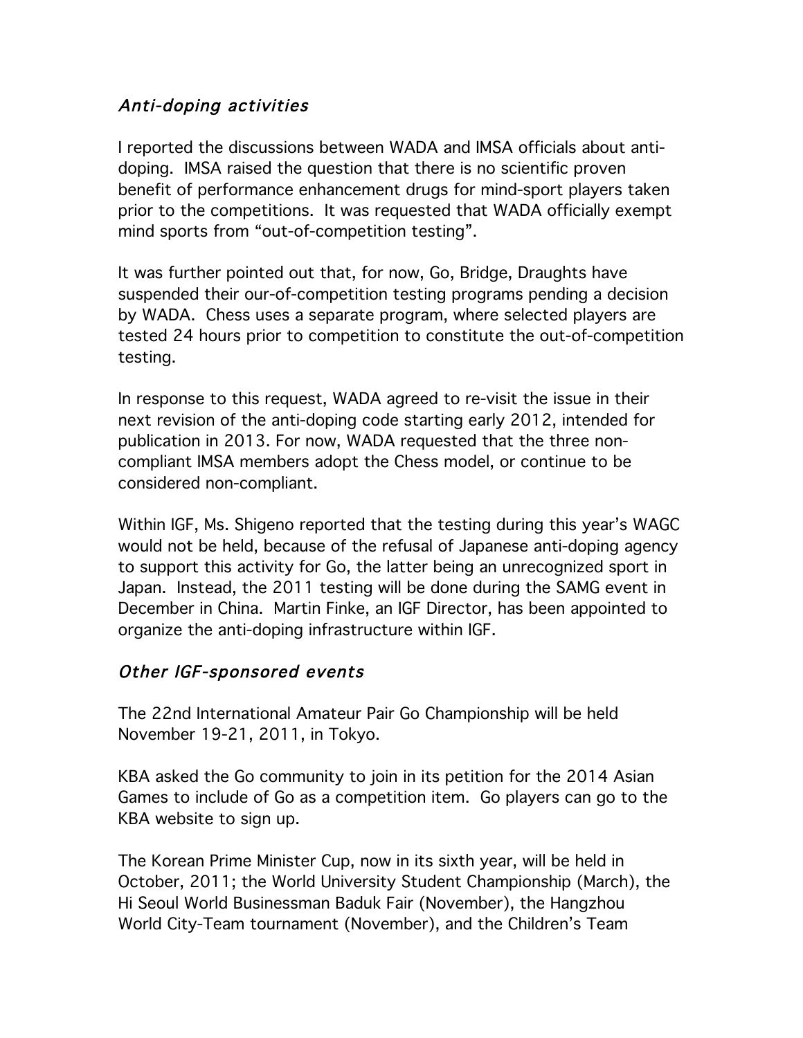### *Anti-doping activities*

I reported the discussions between WADA and IMSA officials about anti-doping. IMSA raised the question that there is no scientific proven benefit of performance enhancement drugs for mind-sport players taken prior to the competitions. It was requested that WADA officially exempt mind sports from "out-of-competition testing".

It was further pointed out that, for now, Go, Bridge, Draughts have suspended their our-of-competition testing programs pending a decision by WADA. Chess uses a separate program, where selected players are tested 24 hours prior to competition to constitute the out-of-competition testing.

In response to this request, WADA agreed to re-visit the issue in their next revision of the anti-doping code starting early 2012, intended for publication in 2013. For now, WADA requested that the three non-compliant IMSA members adopt the Chess model, or continue to be considered non-compliant.

Within IGF, Ms. Shigeno reported that the testing during this year's WAGC would not be held, because of the refusal of Japanese anti-doping agency to support this activity for Go, the latter being an unrecognized sport in Japan. Instead, the 2011 testing will be done during the SAMG event in December in China. Martin Finke, an IGF Director, has been appointed to organize the anti-doping infrastructure within IGF.

### *Other IGF-sponsored events*

The 22nd International Amateur Pair Go Championship will be held November 19-21, 2011, in Tokyo.

KBA asked the Go community to join in its petition for the 2014 Asian Games to include of Go as a competition item. Go players can go to the KBA website to sign up.

The Korean Prime Minister Cup, now in its sixth year, will be held in October, 2011; the World University Student Championship (March), the Hi Seoul World Businessman Baduk Fair (November), the Hangzhou World City-Team tournament (November), and the Children's Team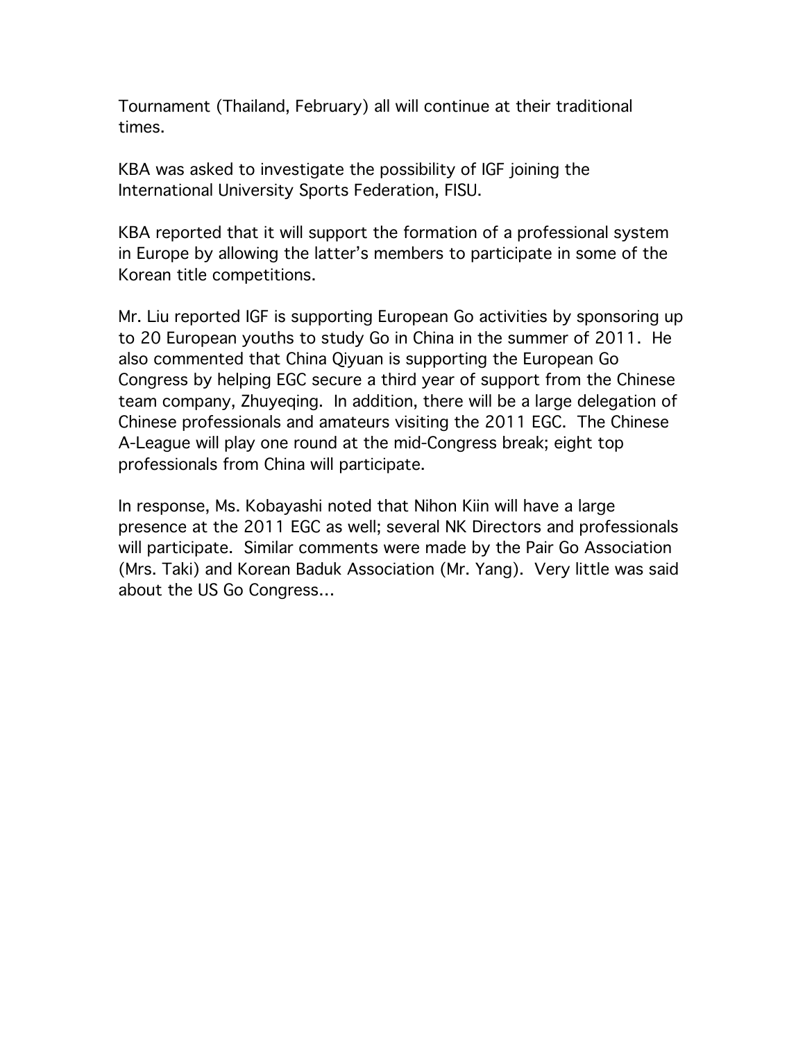Tournament (Thailand, February) all will continue at their traditional times.

KBA was asked to investigate the possibility of IGF joining the International University Sports Federation, FISU.

KBA reported that it will support the formation of a professional system in Europe by allowing the latter's members to participate in some of the Korean title competitions.

Mr. Liu reported IGF is supporting European Go activities by sponsoring up to 20 European youths to study Go in China in the summer of 2011. He also commented that China Qiyuan is supporting the European Go Congress by helping EGC secure a third year of support from the Chinese team company, Zhuyeqing. In addition, there will be a large delegation of Chinese professionals and amateurs visiting the 2011 EGC. The Chinese A-League will play one round at the mid-Congress break; eight top professionals from China will participate.

In response, Ms. Kobayashi noted that Nihon Kiin will have a large presence at the 2011 EGC as well; several NK Directors and professionals will participate. Similar comments were made by the Pair Go Association (Mrs. Taki) and Korean Baduk Association (Mr. Yang). Very little was said about the US Go Congress...